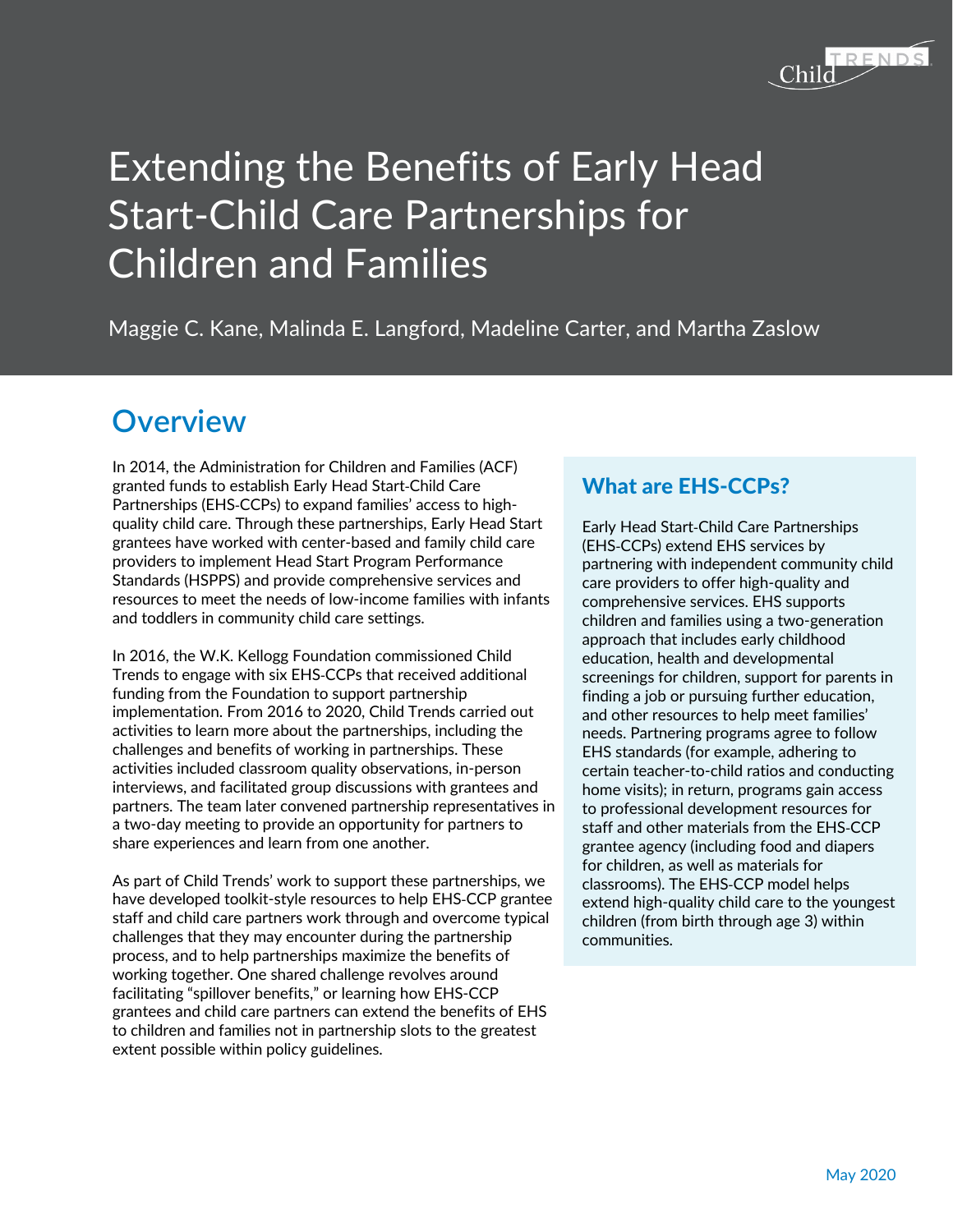# Extending the Benefits of Early Head Start-Child Care Partnerships for Children and Families

Maggie C. Kane, Malinda E. Langford, Madeline Carter, and Martha Zaslow

## Overview

In 2014, the Administration for Children and Families (ACF) granted funds to establish Early Head Start-Child Care Partnerships (EHS-CCPs) to expand families' access to high-quality child care. Through these partnerships, Early Head Start grantees have worked with center-based and family child care providers to implement Head Start Program Performance Standards (HSPPS) and provide comprehensive services and resources to meet the needs of low-income families with infants and toddlers in community child care settings.

In 2016, the W.K. Kellogg Foundation commissioned Child Trends to engage with six EHS-CCPs that received additional funding from the Foundation to support partnership implementation. From 2016 to 2020, Child Trends carried out activities to learn more about the partnerships, including the challenges and benefits of working in partnerships. These activities included classroom quality observations, in-person interviews, and facilitated group discussions with grantees and partners. The team later convened partnership representatives in a two-day meeting to provide an opportunity for partners to share experiences and learn from one another.

As part of Child Trends' work to support these partnerships, we have developed toolkit-style resources to help EHS-CCP grantee staff and child care partners work through and overcome typical challenges that they may encounter during the partnership process, and to help partnerships maximize the benefits of working together. One shared challenge revolves around facilitating "spillover benefits," or learning how EHS-CCP grantees and child care partners can extend the benefits of EHS to children and families not in partnership slots to the greatest extent possible within policy guidelines.

### What are EHS-CCPs?

Early Head Start-Child Care Partnerships (EHS-CCPs) extend EHS services by partnering with independent community child care providers to offer high-quality and comprehensive services. EHS supports children and families using a two-generation approach that includes early childhood education, health and developmental screenings for children, support for parents in finding a job or pursuing further education, and other resources to help meet families' needs. Partnering programs agree to follow EHS standards (for example, adhering to certain teacher-to-child ratios and conducting home visits); in return, programs gain access to professional development resources for staff and other materials from the EHS-CCP grantee agency (including food and diapers for children, as well as materials for classrooms). The EHS-CCP model helps extend high-quality child care to the youngest children (from birth through age 3) within communities.

May 2020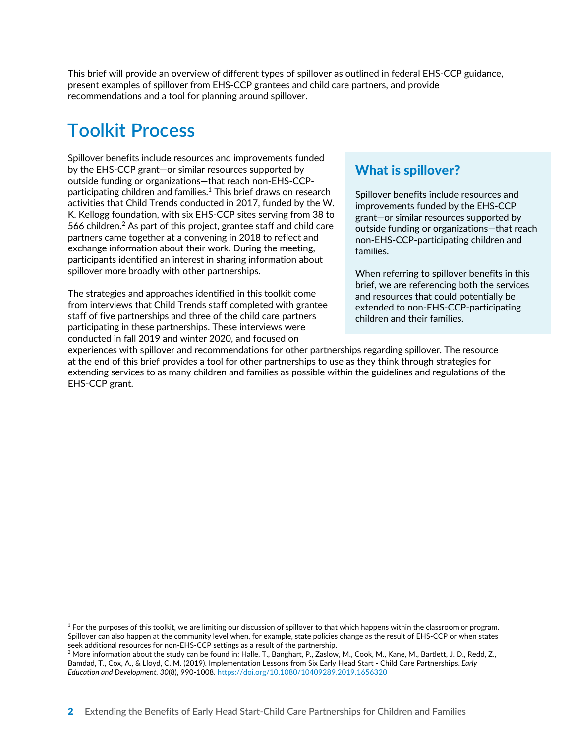This brief will provide an overview of different types of spillover as outlined in federal EHS-CCP guidance, present examples of spillover from EHS-CCP grantees and child care partners, and provide recommendations and a tool for planning around spillover.

# Toolkit Process

Spillover benefits include resources and improvements funded by the EHS-CCP grant—or similar resources supported by outside funding or organizations—that reach non-EHS-CCP-participating children and families.[1] This brief draws on research activities that Child Trends conducted in 2017, funded by the W. K. Kellogg foundation, with six EHS-CCP sites serving from 38 to 566 children.[2] As part of this project, grantee staff and child care partners came together at a convening in 2018 to reflect and exchange information about their work. During the meeting, participants identified an interest in sharing information about spillover more broadly with other partnerships.

The strategies and approaches identified in this toolkit come from interviews that Child Trends staff completed with grantee staff of five partnerships and three of the child care partners participating in these partnerships. These interviews were conducted in fall 2019 and winter 2020, and focused on experiences with spillover and recommendations for other partnerships regarding spillover. The resource at the end of this brief provides a tool for other partnerships to use as they think through strategies for extending services to as many children and families as possible within the guidelines and regulations of the EHS-CCP grant.

## What is spillover?

Spillover benefits include resources and improvements funded by the EHS-CCP grant—or similar resources supported by outside funding or organizations—that reach non-EHS-CCP-participating children and families.

When referring to spillover benefits in this brief, we are referencing both the services and resources that could potentially be extended to non-EHS-CCP-participating children and their families.

---

[1] For the purposes of this toolkit, we are limiting our discussion of spillover to that which happens within the classroom or program. Spillover can also happen at the community level when, for example, state policies change as the result of EHS-CCP or when states seek additional resources for non-EHS-CCP settings as a result of the partnership.

[2] More information about the study can be found in: Halle, T., Banghart, P., Zaslow, M., Cook, M., Kane, M., Bartlett, J. D., Redd, Z., Bamdad, T., Cox, A., & Lloyd, C. M. (2019). Implementation Lessons from Six Early Head Start - Child Care Partnerships. *Early Education and Development*, *30*(8), 990-1008. https://doi.org/10.1080/10409289.2019.1656320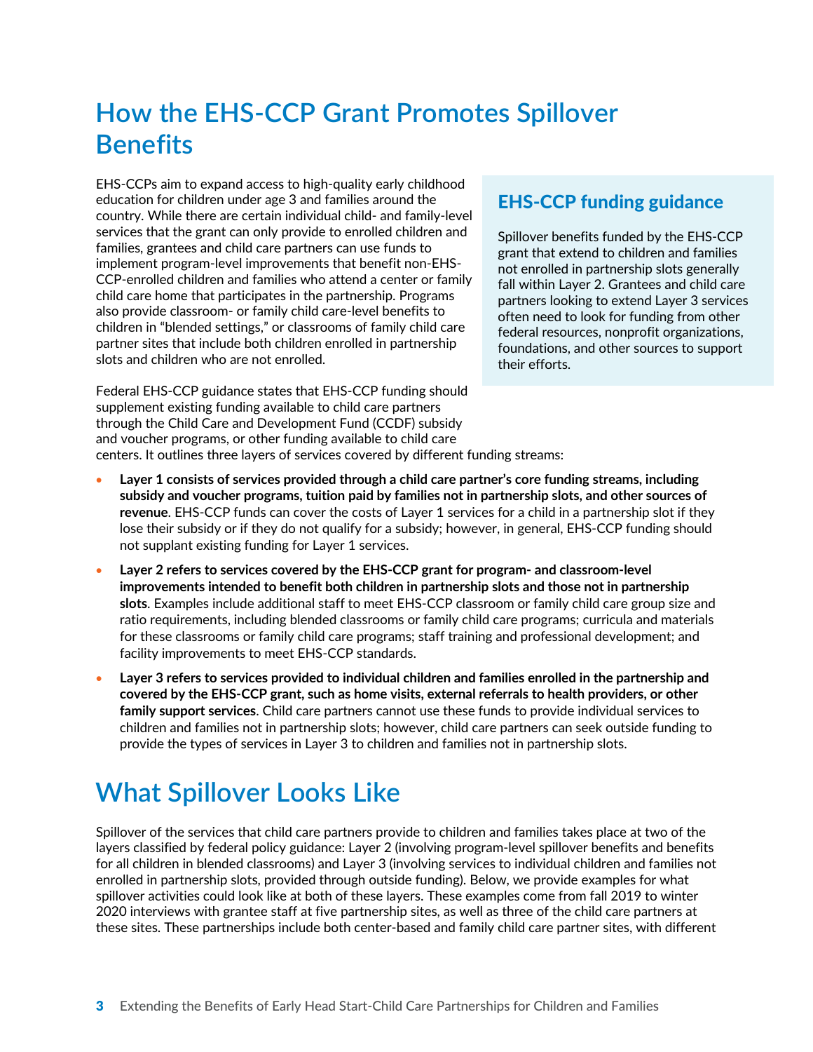# How the EHS-CCP Grant Promotes Spillover Benefits

EHS-CCPs aim to expand access to high-quality early childhood education for children under age 3 and families around the country. While there are certain individual child- and family-level services that the grant can only provide to enrolled children and families, grantees and child care partners can use funds to implement program-level improvements that benefit non-EHS-CCP-enrolled children and families who attend a center or family child care home that participates in the partnership. Programs also provide classroom- or family child care-level benefits to children in "blended settings," or classrooms of family child care partner sites that include both children enrolled in partnership slots and children who are not enrolled.

### EHS-CCP funding guidance

Spillover benefits funded by the EHS-CCP grant that extend to children and families not enrolled in partnership slots generally fall within Layer 2. Grantees and child care partners looking to extend Layer 3 services often need to look for funding from other federal resources, nonprofit organizations, foundations, and other sources to support their efforts.

Federal EHS-CCP guidance states that EHS-CCP funding should supplement existing funding available to child care partners through the Child Care and Development Fund (CCDF) subsidy and voucher programs, or other funding available to child care centers. It outlines three layers of services covered by different funding streams:

- **Layer 1 consists of services provided through a child care partner's core funding streams, including subsidy and voucher programs, tuition paid by families not in partnership slots, and other sources of revenue**. EHS-CCP funds can cover the costs of Layer 1 services for a child in a partnership slot if they lose their subsidy or if they do not qualify for a subsidy; however, in general, EHS-CCP funding should not supplant existing funding for Layer 1 services.
- **Layer 2 refers to services covered by the EHS-CCP grant for program- and classroom-level improvements intended to benefit both children in partnership slots and those not in partnership slots**. Examples include additional staff to meet EHS-CCP classroom or family child care group size and ratio requirements, including blended classrooms or family child care programs; curricula and materials for these classrooms or family child care programs; staff training and professional development; and facility improvements to meet EHS-CCP standards.
- **Layer 3 refers to services provided to individual children and families enrolled in the partnership and covered by the EHS-CCP grant, such as home visits, external referrals to health providers, or other family support services**. Child care partners cannot use these funds to provide individual services to children and families not in partnership slots; however, child care partners can seek outside funding to provide the types of services in Layer 3 to children and families not in partnership slots.

# What Spillover Looks Like

Spillover of the services that child care partners provide to children and families takes place at two of the layers classified by federal policy guidance: Layer 2 (involving program-level spillover benefits and benefits for all children in blended classrooms) and Layer 3 (involving services to individual children and families not enrolled in partnership slots, provided through outside funding). Below, we provide examples for what spillover activities could look like at both of these layers. These examples come from fall 2019 to winter 2020 interviews with grantee staff at five partnership sites, as well as three of the child care partners at these sites. These partnerships include both center-based and family child care partner sites, with different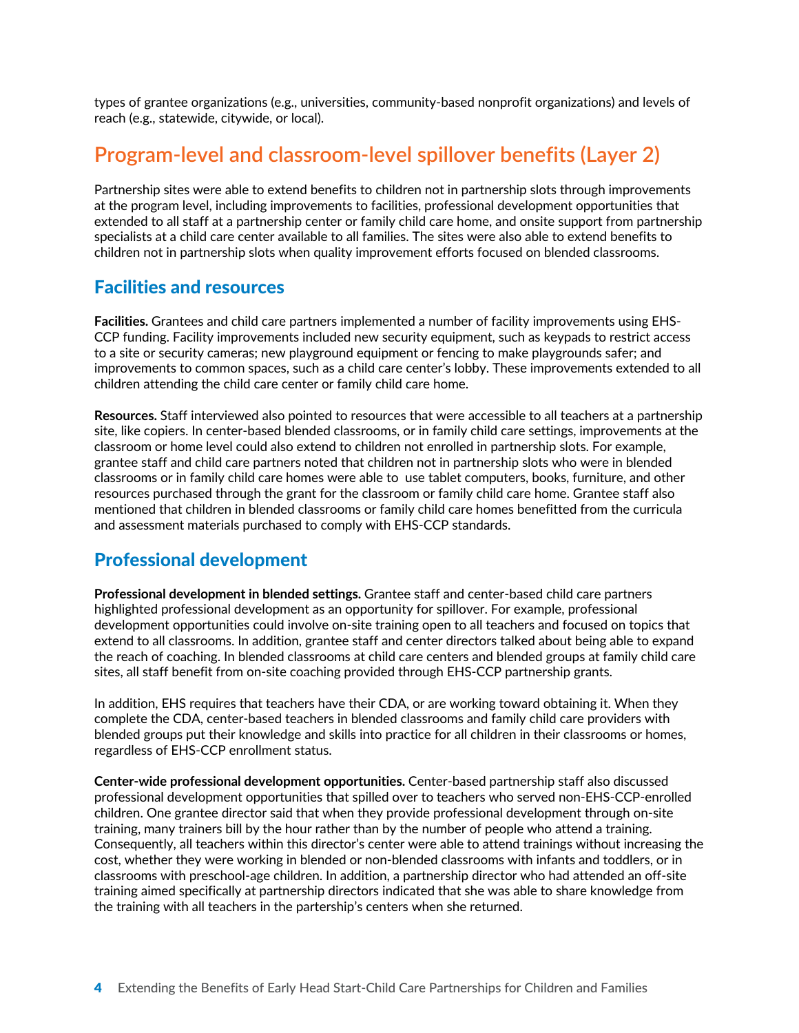types of grantee organizations (e.g., universities, community-based nonprofit organizations) and levels of reach (e.g., statewide, citywide, or local).

# Program-level and classroom-level spillover benefits (Layer 2)

Partnership sites were able to extend benefits to children not in partnership slots through improvements at the program level, including improvements to facilities, professional development opportunities that extended to all staff at a partnership center or family child care home, and onsite support from partnership specialists at a child care center available to all families. The sites were also able to extend benefits to children not in partnership slots when quality improvement efforts focused on blended classrooms.

## Facilities and resources

**Facilities.** Grantees and child care partners implemented a number of facility improvements using EHS-CCP funding. Facility improvements included new security equipment, such as keypads to restrict access to a site or security cameras; new playground equipment or fencing to make playgrounds safer; and improvements to common spaces, such as a child care center's lobby. These improvements extended to all children attending the child care center or family child care home.

**Resources.** Staff interviewed also pointed to resources that were accessible to all teachers at a partnership site, like copiers. In center-based blended classrooms, or in family child care settings, improvements at the classroom or home level could also extend to children not enrolled in partnership slots. For example, grantee staff and child care partners noted that children not in partnership slots who were in blended classrooms or in family child care homes were able to use tablet computers, books, furniture, and other resources purchased through the grant for the classroom or family child care home. Grantee staff also mentioned that children in blended classrooms or family child care homes benefitted from the curricula and assessment materials purchased to comply with EHS-CCP standards.

## Professional development

**Professional development in blended settings.** Grantee staff and center-based child care partners highlighted professional development as an opportunity for spillover. For example, professional development opportunities could involve on-site training open to all teachers and focused on topics that extend to all classrooms. In addition, grantee staff and center directors talked about being able to expand the reach of coaching. In blended classrooms at child care centers and blended groups at family child care sites, all staff benefit from on-site coaching provided through EHS-CCP partnership grants.

In addition, EHS requires that teachers have their CDA, or are working toward obtaining it. When they complete the CDA, center-based teachers in blended classrooms and family child care providers with blended groups put their knowledge and skills into practice for all children in their classrooms or homes, regardless of EHS-CCP enrollment status.

**Center-wide professional development opportunities.** Center-based partnership staff also discussed professional development opportunities that spilled over to teachers who served non-EHS-CCP-enrolled children. One grantee director said that when they provide professional development through on-site training, many trainers bill by the hour rather than by the number of people who attend a training. Consequently, all teachers within this director's center were able to attend trainings without increasing the cost, whether they were working in blended or non-blended classrooms with infants and toddlers, or in classrooms with preschool-age children. In addition, a partnership director who had attended an off-site training aimed specifically at partnership directors indicated that she was able to share knowledge from the training with all teachers in the partership's centers when she returned.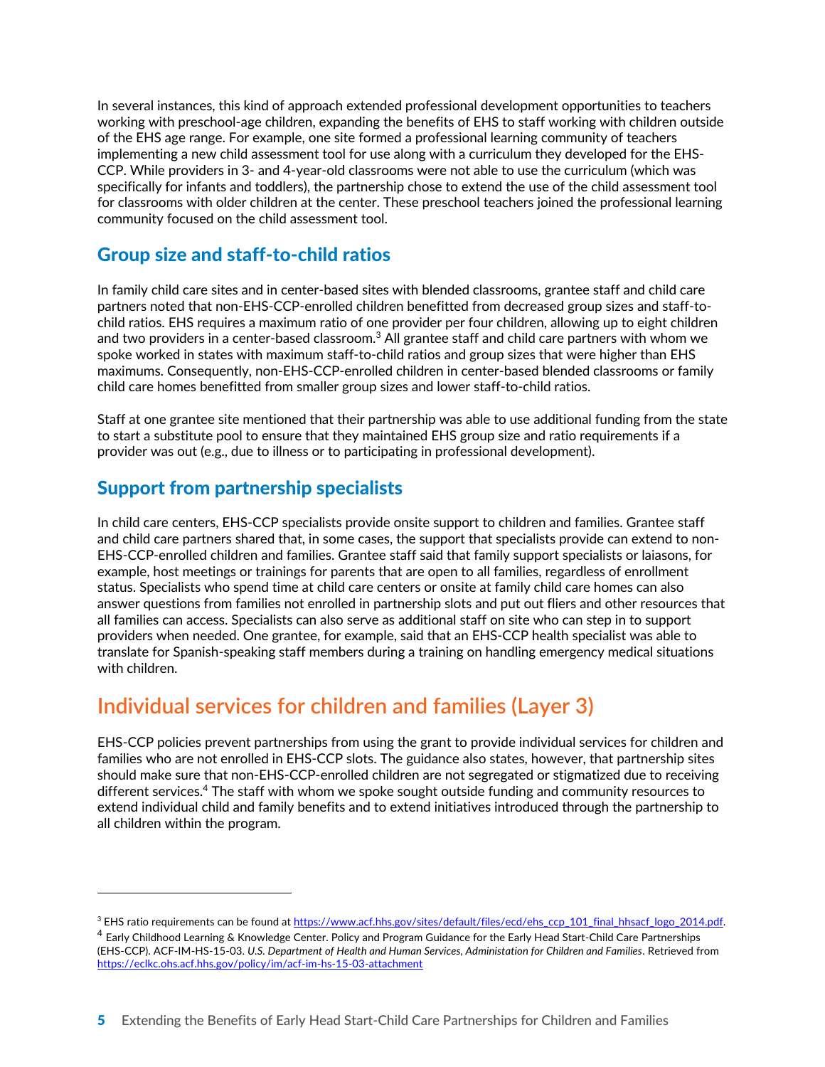In several instances, this kind of approach extended professional development opportunities to teachers working with preschool-age children, expanding the benefits of EHS to staff working with children outside of the EHS age range. For example, one site formed a professional learning community of teachers implementing a new child assessment tool for use along with a curriculum they developed for the EHS-CCP. While providers in 3- and 4-year-old classrooms were not able to use the curriculum (which was specifically for infants and toddlers), the partnership chose to extend the use of the child assessment tool for classrooms with older children at the center. These preschool teachers joined the professional learning community focused on the child assessment tool.

## Group size and staff-to-child ratios

In family child care sites and in center-based sites with blended classrooms, grantee staff and child care partners noted that non-EHS-CCP-enrolled children benefitted from decreased group sizes and staff-to-child ratios. EHS requires a maximum ratio of one provider per four children, allowing up to eight children and two providers in a center-based classroom.[3] All grantee staff and child care partners with whom we spoke worked in states with maximum staff-to-child ratios and group sizes that were higher than EHS maximums. Consequently, non-EHS-CCP-enrolled children in center-based blended classrooms or family child care homes benefitted from smaller group sizes and lower staff-to-child ratios.

Staff at one grantee site mentioned that their partnership was able to use additional funding from the state to start a substitute pool to ensure that they maintained EHS group size and ratio requirements if a provider was out (e.g., due to illness or to participating in professional development).

## Support from partnership specialists

In child care centers, EHS-CCP specialists provide onsite support to children and families. Grantee staff and child care partners shared that, in some cases, the support that specialists provide can extend to non-EHS-CCP-enrolled children and families. Grantee staff said that family support specialists or laiasons, for example, host meetings or trainings for parents that are open to all families, regardless of enrollment status. Specialists who spend time at child care centers or onsite at family child care homes can also answer questions from families not enrolled in partnership slots and put out fliers and other resources that all families can access. Specialists can also serve as additional staff on site who can step in to support providers when needed. One grantee, for example, said that an EHS-CCP health specialist was able to translate for Spanish-speaking staff members during a training on handling emergency medical situations with children.

# Individual services for children and families (Layer 3)

EHS-CCP policies prevent partnerships from using the grant to provide individual services for children and families who are not enrolled in EHS-CCP slots. The guidance also states, however, that partnership sites should make sure that non-EHS-CCP-enrolled children are not segregated or stigmatized due to receiving different services.[4] The staff with whom we spoke sought outside funding and community resources to extend individual child and family benefits and to extend initiatives introduced through the partnership to all children within the program.

---

[3] EHS ratio requirements can be found at https://www.acf.hhs.gov/sites/default/files/ecd/ehs_ccp_101_final_hhsacf_logo_2014.pdf.

[4] Early Childhood Learning & Knowledge Center. Policy and Program Guidance for the Early Head Start-Child Care Partnerships (EHS-CCP). ACF-IM-HS-15-03. *U.S. Department of Health and Human Services, Administation for Children and Families*. Retrieved from https://eclkc.ohs.acf.hhs.gov/policy/im/acf-im-hs-15-03-attachment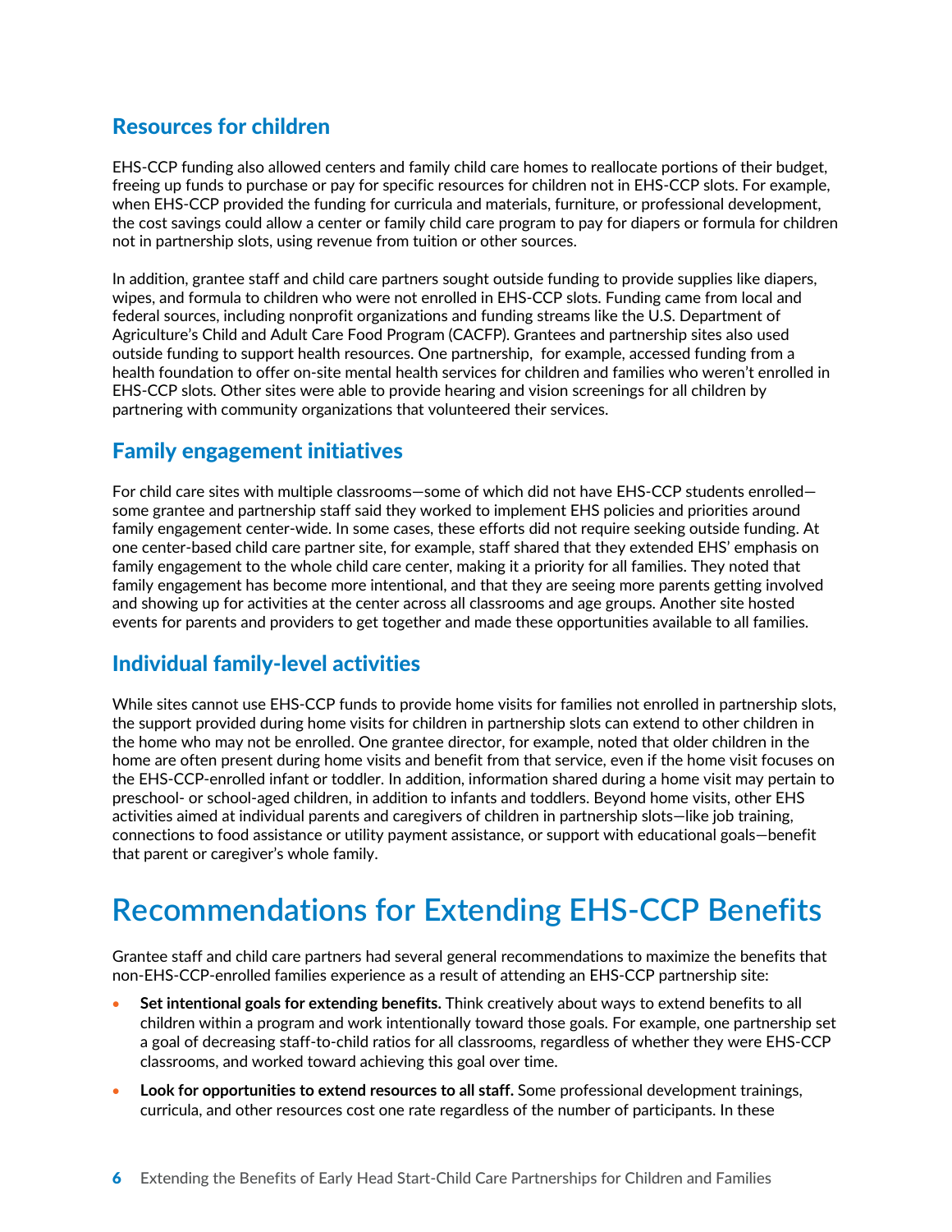### Resources for children

EHS-CCP funding also allowed centers and family child care homes to reallocate portions of their budget, freeing up funds to purchase or pay for specific resources for children not in EHS-CCP slots. For example, when EHS-CCP provided the funding for curricula and materials, furniture, or professional development, the cost savings could allow a center or family child care program to pay for diapers or formula for children not in partnership slots, using revenue from tuition or other sources.

In addition, grantee staff and child care partners sought outside funding to provide supplies like diapers, wipes, and formula to children who were not enrolled in EHS-CCP slots. Funding came from local and federal sources, including nonprofit organizations and funding streams like the U.S. Department of Agriculture's Child and Adult Care Food Program (CACFP). Grantees and partnership sites also used outside funding to support health resources. One partnership, for example, accessed funding from a health foundation to offer on-site mental health services for children and families who weren't enrolled in EHS-CCP slots. Other sites were able to provide hearing and vision screenings for all children by partnering with community organizations that volunteered their services.

### Family engagement initiatives

For child care sites with multiple classrooms—some of which did not have EHS-CCP students enrolled—some grantee and partnership staff said they worked to implement EHS policies and priorities around family engagement center-wide. In some cases, these efforts did not require seeking outside funding. At one center-based child care partner site, for example, staff shared that they extended EHS' emphasis on family engagement to the whole child care center, making it a priority for all families. They noted that family engagement has become more intentional, and that they are seeing more parents getting involved and showing up for activities at the center across all classrooms and age groups. Another site hosted events for parents and providers to get together and made these opportunities available to all families.

### Individual family-level activities

While sites cannot use EHS-CCP funds to provide home visits for families not enrolled in partnership slots, the support provided during home visits for children in partnership slots can extend to other children in the home who may not be enrolled. One grantee director, for example, noted that older children in the home are often present during home visits and benefit from that service, even if the home visit focuses on the EHS-CCP-enrolled infant or toddler. In addition, information shared during a home visit may pertain to preschool- or school-aged children, in addition to infants and toddlers. Beyond home visits, other EHS activities aimed at individual parents and caregivers of children in partnership slots—like job training, connections to food assistance or utility payment assistance, or support with educational goals—benefit that parent or caregiver's whole family.

## Recommendations for Extending EHS-CCP Benefits

Grantee staff and child care partners had several general recommendations to maximize the benefits that non-EHS-CCP-enrolled families experience as a result of attending an EHS-CCP partnership site:

- **Set intentional goals for extending benefits.** Think creatively about ways to extend benefits to all children within a program and work intentionally toward those goals. For example, one partnership set a goal of decreasing staff-to-child ratios for all classrooms, regardless of whether they were EHS-CCP classrooms, and worked toward achieving this goal over time.
- **Look for opportunities to extend resources to all staff.** Some professional development trainings, curricula, and other resources cost one rate regardless of the number of participants. In these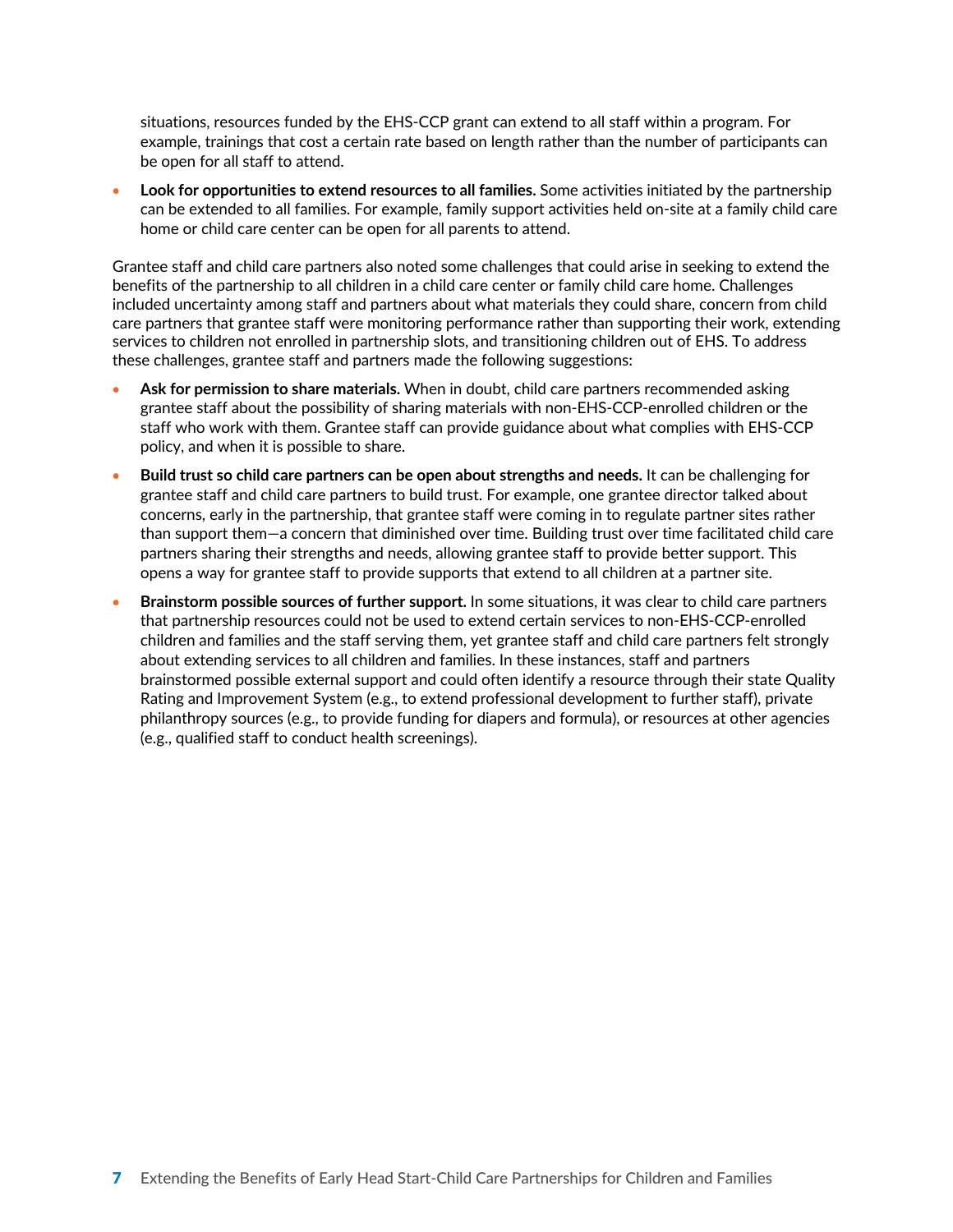situations, resources funded by the EHS-CCP grant can extend to all staff within a program. For example, trainings that cost a certain rate based on length rather than the number of participants can be open for all staff to attend.

- **Look for opportunities to extend resources to all families.** Some activities initiated by the partnership can be extended to all families. For example, family support activities held on-site at a family child care home or child care center can be open for all parents to attend.

Grantee staff and child care partners also noted some challenges that could arise in seeking to extend the benefits of the partnership to all children in a child care center or family child care home. Challenges included uncertainty among staff and partners about what materials they could share, concern from child care partners that grantee staff were monitoring performance rather than supporting their work, extending services to children not enrolled in partnership slots, and transitioning children out of EHS. To address these challenges, grantee staff and partners made the following suggestions:

- **Ask for permission to share materials.** When in doubt, child care partners recommended asking grantee staff about the possibility of sharing materials with non-EHS-CCP-enrolled children or the staff who work with them. Grantee staff can provide guidance about what complies with EHS-CCP policy, and when it is possible to share.
- **Build trust so child care partners can be open about strengths and needs.** It can be challenging for grantee staff and child care partners to build trust. For example, one grantee director talked about concerns, early in the partnership, that grantee staff were coming in to regulate partner sites rather than support them—a concern that diminished over time. Building trust over time facilitated child care partners sharing their strengths and needs, allowing grantee staff to provide better support. This opens a way for grantee staff to provide supports that extend to all children at a partner site.
- **Brainstorm possible sources of further support.** In some situations, it was clear to child care partners that partnership resources could not be used to extend certain services to non-EHS-CCP-enrolled children and families and the staff serving them, yet grantee staff and child care partners felt strongly about extending services to all children and families. In these instances, staff and partners brainstormed possible external support and could often identify a resource through their state Quality Rating and Improvement System (e.g., to extend professional development to further staff), private philanthropy sources (e.g., to provide funding for diapers and formula), or resources at other agencies (e.g., qualified staff to conduct health screenings).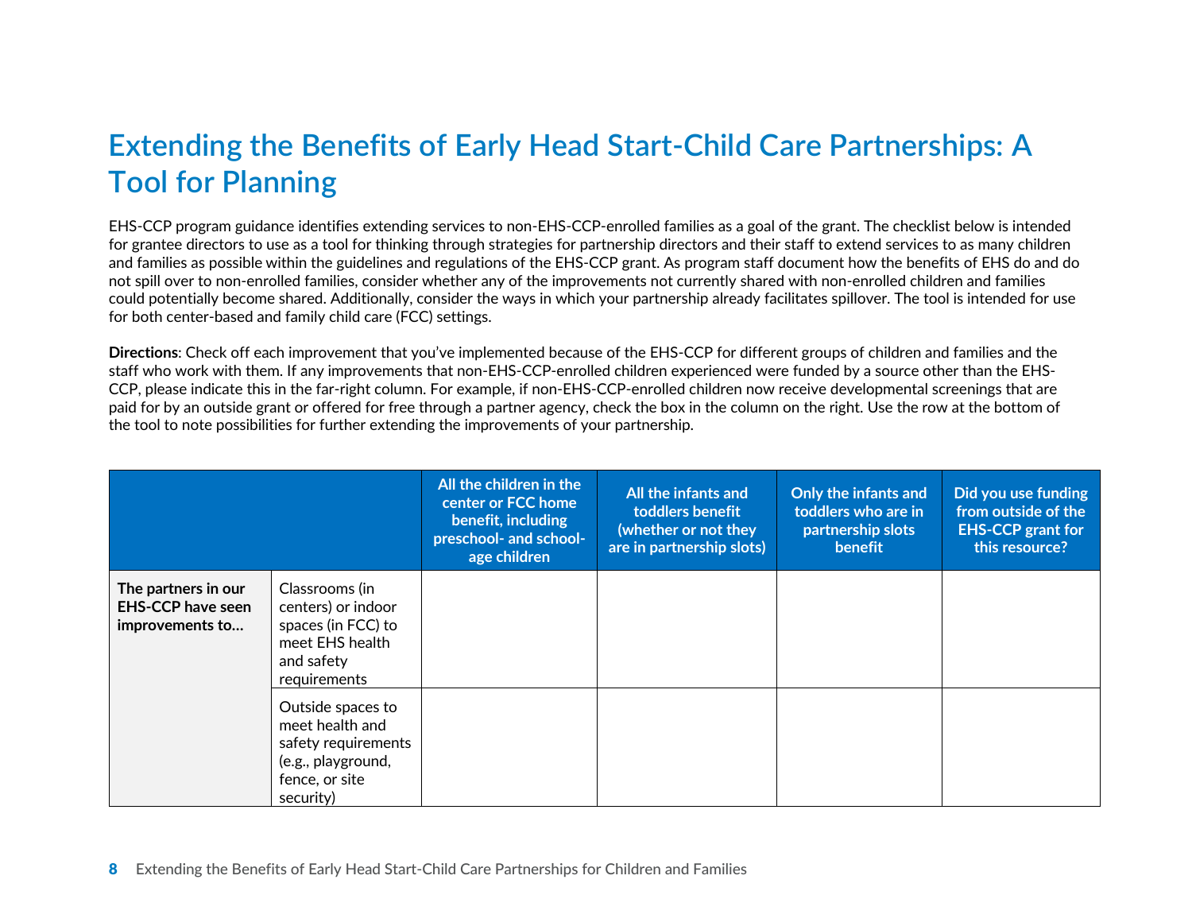# Extending the Benefits of Early Head Start-Child Care Partnerships: A Tool for Planning

EHS-CCP program guidance identifies extending services to non-EHS-CCP-enrolled families as a goal of the grant. The checklist below is intended for grantee directors to use as a tool for thinking through strategies for partnership directors and their staff to extend services to as many children and families as possible within the guidelines and regulations of the EHS-CCP grant. As program staff document how the benefits of EHS do and do not spill over to non-enrolled families, consider whether any of the improvements not currently shared with non-enrolled children and families could potentially become shared. Additionally, consider the ways in which your partnership already facilitates spillover. The tool is intended for use for both center-based and family child care (FCC) settings.

**Directions**: Check off each improvement that you've implemented because of the EHS-CCP for different groups of children and families and the staff who work with them. If any improvements that non-EHS-CCP-enrolled children experienced were funded by a source other than the EHS-CCP, please indicate this in the far-right column. For example, if non-EHS-CCP-enrolled children now receive developmental screenings that are paid for by an outside grant or offered for free through a partner agency, check the box in the column on the right. Use the row at the bottom of the tool to note possibilities for further extending the improvements of your partnership.

| | | All the children in the center or FCC home benefit, including preschool- and school-age children | All the infants and toddlers benefit (whether or not they are in partnership slots) | Only the infants and toddlers who are in partnership slots benefit | Did you use funding from outside of the EHS-CCP grant for this resource? |
|---|---|---|---|---|---|
| **The partners in our EHS-CCP have seen improvements to…** | Classrooms (in centers) or indoor spaces (in FCC) to meet EHS health and safety requirements | | | | |
| | Outside spaces to meet health and safety requirements (e.g., playground, fence, or site security) | | | | |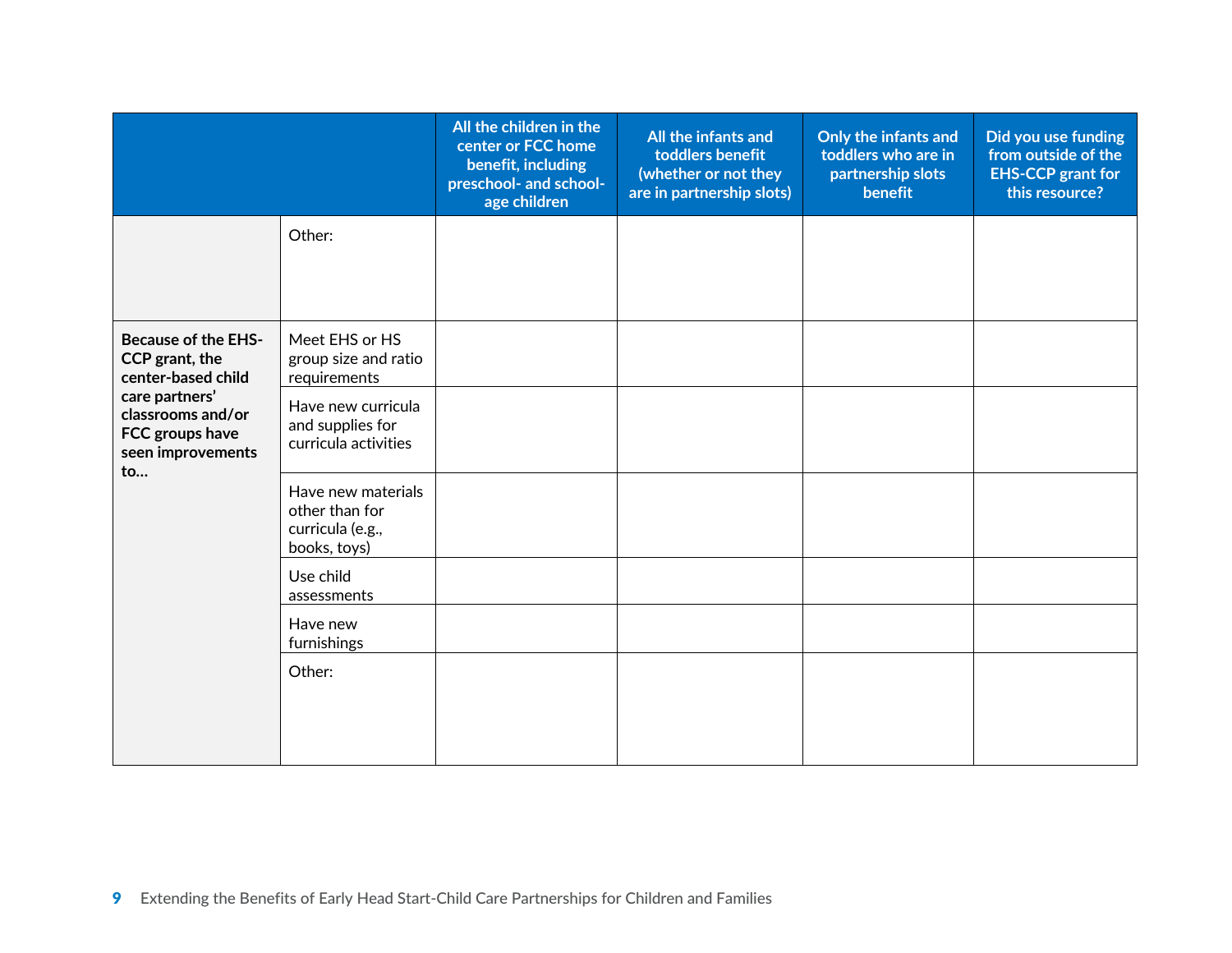| | | All the children in the center or FCC home benefit, including preschool- and school-age children | All the infants and toddlers benefit (whether or not they are in partnership slots) | Only the infants and toddlers who are in partnership slots benefit | Did you use funding from outside of the EHS-CCP grant for this resource? |
|---|---|---|---|---|---|
| | Other: | | | | |
| **Because of the EHS-CCP grant, the center-based child care partners' classrooms and/or FCC groups have seen improvements to…** | Meet EHS or HS group size and ratio requirements | | | | |
| | Have new curricula and supplies for curricula activities | | | | |
| | Have new materials other than for curricula (e.g., books, toys) | | | | |
| | Use child assessments | | | | |
| | Have new furnishings | | | | |
| | Other: | | | | |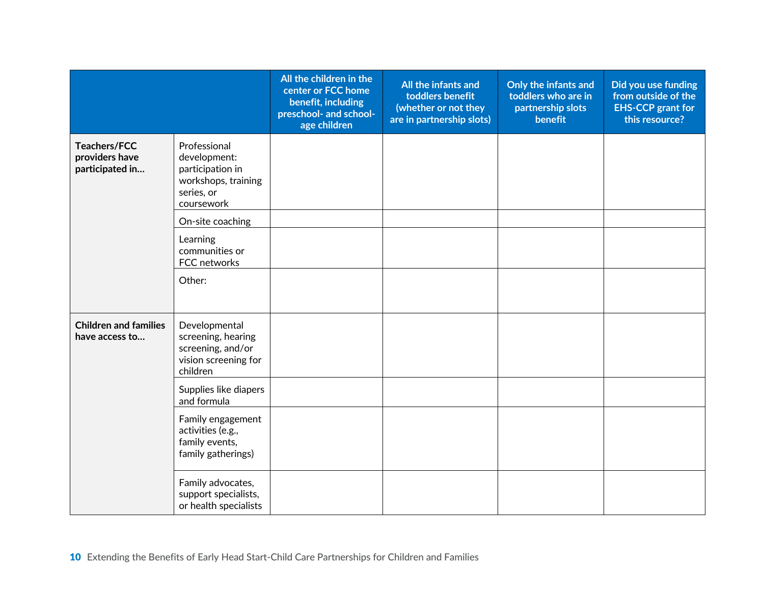| | | All the children in the center or FCC home benefit, including preschool- and school-age children | All the infants and toddlers benefit (whether or not they are in partnership slots) | Only the infants and toddlers who are in partnership slots benefit | Did you use funding from outside of the EHS-CCP grant for this resource? |
|---|---|---|---|---|---|
| **Teachers/FCC providers have participated in…** | Professional development: participation in workshops, training series, or coursework | | | | |
| | On-site coaching | | | | |
| | Learning communities or FCC networks | | | | |
| | Other: | | | | |
| **Children and families have access to…** | Developmental screening, hearing screening, and/or vision screening for children | | | | |
| | Supplies like diapers and formula | | | | |
| | Family engagement activities (e.g., family events, family gatherings) | | | | |
| | Family advocates, support specialists, or health specialists | | | | |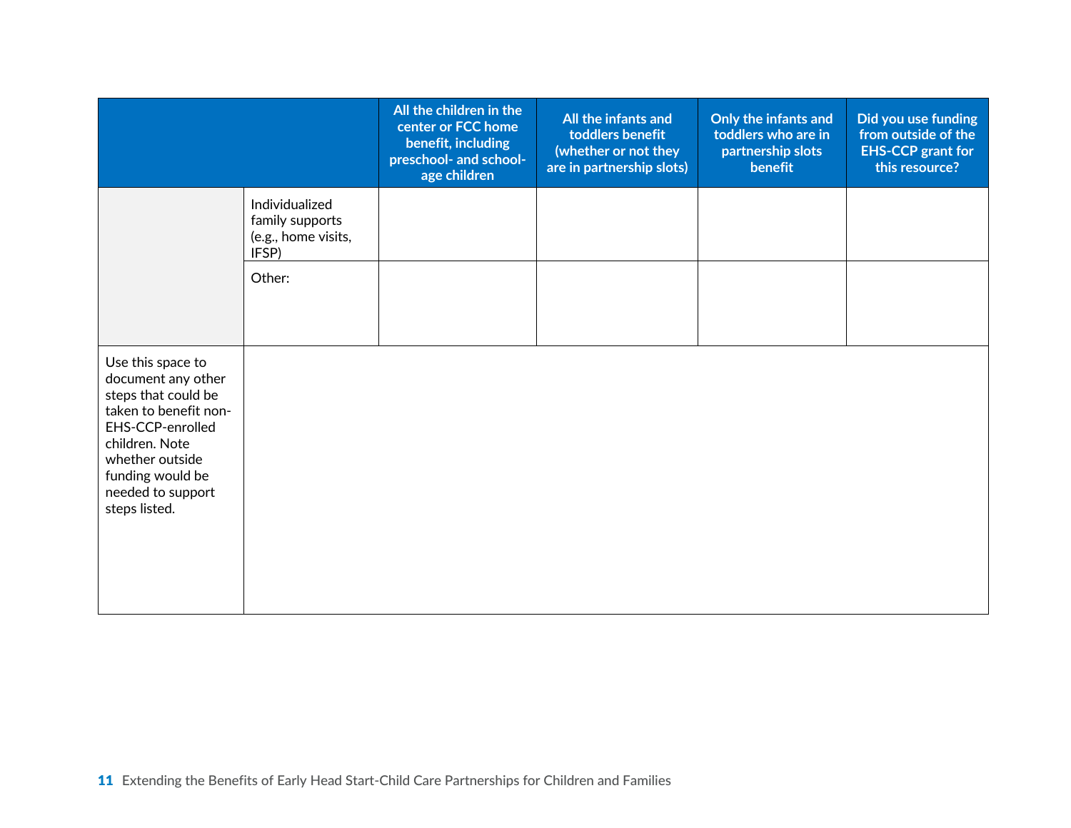| | | All the children in the center or FCC home benefit, including preschool- and school-age children | All the infants and toddlers benefit (whether or not they are in partnership slots) | Only the infants and toddlers who are in partnership slots benefit | Did you use funding from outside of the EHS-CCP grant for this resource? |
|---|---|---|---|---|---|
| | Individualized family supports (e.g., home visits, IFSP) | | | | |
| | Other: | | | | |
| Use this space to document any other steps that could be taken to benefit non-EHS-CCP-enrolled children. Note whether outside funding would be needed to support steps listed. | | | | | |